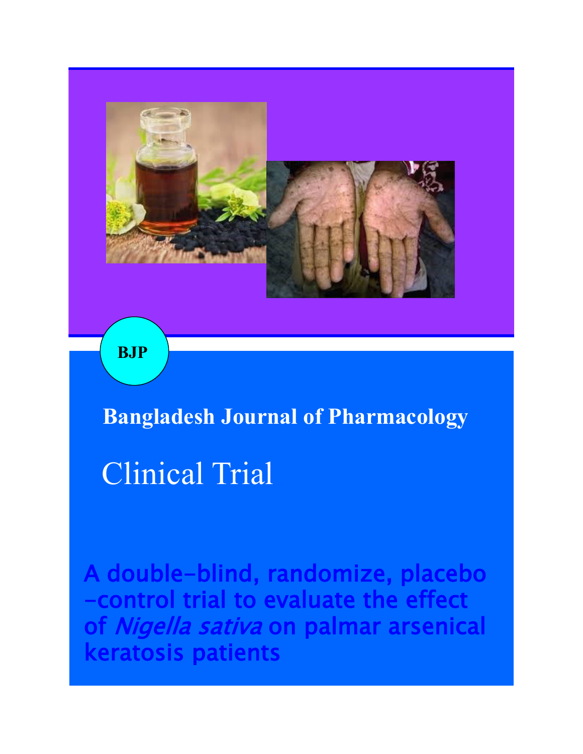BJP

Bangladesh Journal of Pharmacology

# Clinical Trial

## A double-blind, randomize, placebo-control trial to evaluate the effect of *Nigella sativa* on palmar arsenical keratosis patients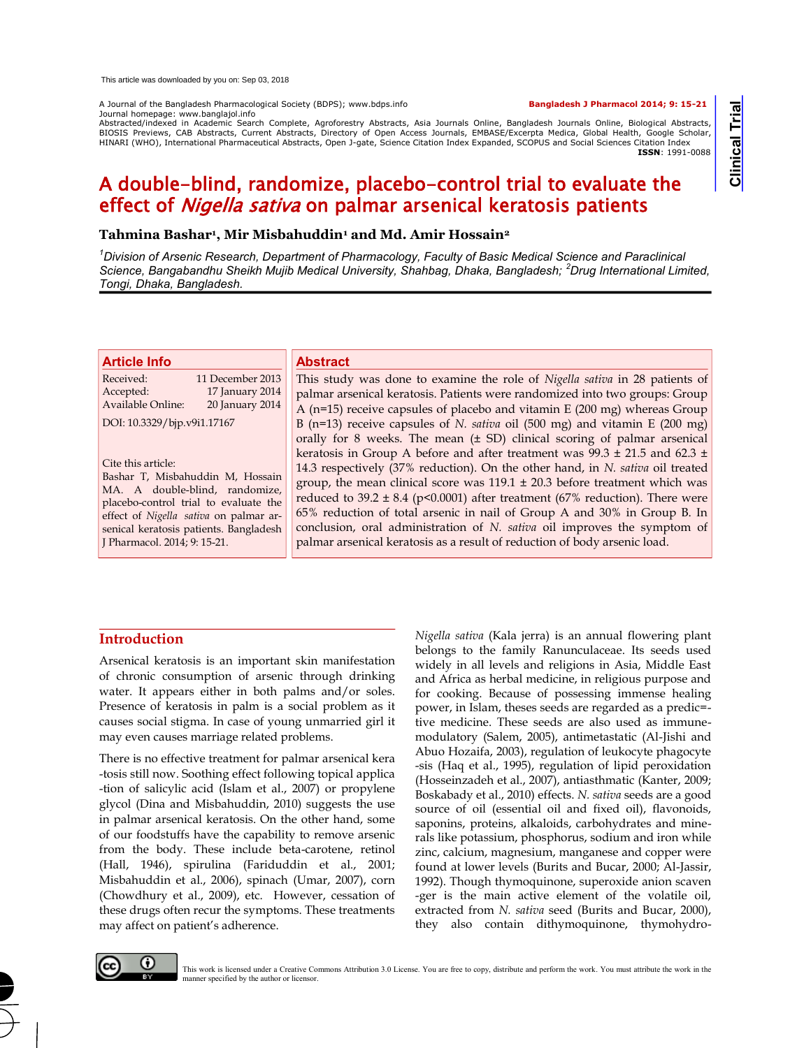# A double-blind, randomize, placebo-control trial to evaluate the effect of *Nigella sativa* on palmar arsenical keratosis patients

**Tahmina Bashar[1], Mir Misbahuddin[1] and Md. Amir Hossain[2]**

*[1]Division of Arsenic Research, Department of Pharmacology, Faculty of Basic Medical Science and Paraclinical Science, Bangabandhu Sheikh Mujib Medical University, Shahbag, Dhaka, Bangladesh; [2]Drug International Limited, Tongi, Dhaka, Bangladesh.*

## Article Info

Received: 11 December 2013
Accepted: 17 January 2014
Available Online: 20 January 2014

DOI: 10.3329/bjp.v9i1.17167

Cite this article:
Bashar T, Misbahuddin M, Hossain MA. A double-blind, randomize, placebo-control trial to evaluate the effect of *Nigella sativa* on palmar arsenical keratosis patients. Bangladesh J Pharmacol. 2014; 9: 15-21.

## Abstract

This study was done to examine the role of *Nigella sativa* in 28 patients of palmar arsenical keratosis. Patients were randomized into two groups: Group A (n=15) receive capsules of placebo and vitamin E (200 mg) whereas Group B (n=13) receive capsules of *N. sativa* oil (500 mg) and vitamin E (200 mg) orally for 8 weeks. The mean (± SD) clinical scoring of palmar arsenical keratosis in Group A before and after treatment was 99.3 ± 21.5 and 62.3 ± 14.3 respectively (37% reduction). On the other hand, in *N. sativa* oil treated group, the mean clinical score was 119.1 ± 20.3 before treatment which was reduced to 39.2 ± 8.4 ($p<0.0001$) after treatment (67% reduction). There were 65% reduction of total arsenic in nail of Group A and 30% in Group B. In conclusion, oral administration of *N. sativa* oil improves the symptom of palmar arsenical keratosis as a result of reduction of body arsenic load.

## Introduction

Arsenical keratosis is an important skin manifestation of chronic consumption of arsenic through drinking water. It appears either in both palms and/or soles. Presence of keratosis in palm is a social problem as it causes social stigma. In case of young unmarried girl it may even causes marriage related problems.

There is no effective treatment for palmar arsenical keratosis still now. Soothing effect following topical application of salicylic acid (Islam et al., 2007) or propylene glycol (Dina and Misbahuddin, 2010) suggests the use in palmar arsenical keratosis. On the other hand, some of our foodstuffs have the capability to remove arsenic from the body. These include beta-carotene, retinol (Hall, 1946), spirulina (Fariduddin et al., 2001; Misbahuddin et al., 2006), spinach (Umar, 2007), corn (Chowdhury et al., 2009), etc. However, cessation of these drugs often recur the symptoms. These treatments may affect on patient's adherence.

*Nigella sativa* (Kala jerra) is an annual flowering plant belongs to the family Ranunculaceae. Its seeds used widely in all levels and religions in Asia, Middle East and Africa as herbal medicine, in religious purpose and for cooking. Because of possessing immense healing power, in Islam, theses seeds are regarded as a predic=-tive medicine. These seeds are also used as immune-modulatory (Salem, 2005), antimetastatic (Al-Jishi and Abuo Hozaifa, 2003), regulation of leukocyte phagocytesis (Haq et al., 1995), regulation of lipid peroxidation (Hosseinzadeh et al., 2007), antiasthmatic (Kanter, 2009; Boskabady et al., 2010) effects. *N. sativa* seeds are a good source of oil (essential oil and fixed oil), flavonoids, saponins, proteins, alkaloids, carbohydrates and minerals like potassium, phosphorus, sodium and iron while zinc, calcium, magnesium, manganese and copper were found at lower levels (Burits and Bucar, 2000; Al-Jassir, 1992). Though thymoquinone, superoxide anion scavenger is the main active element of the volatile oil, extracted from *N. sativa* seed (Burits and Bucar, 2000), they also contain dithymoquinone, thymohydro-

This work is licensed under a Creative Commons Attribution 3.0 License. You are free to copy, distribute and perform the work. You must attribute the work in the manner specified by the author or licensor.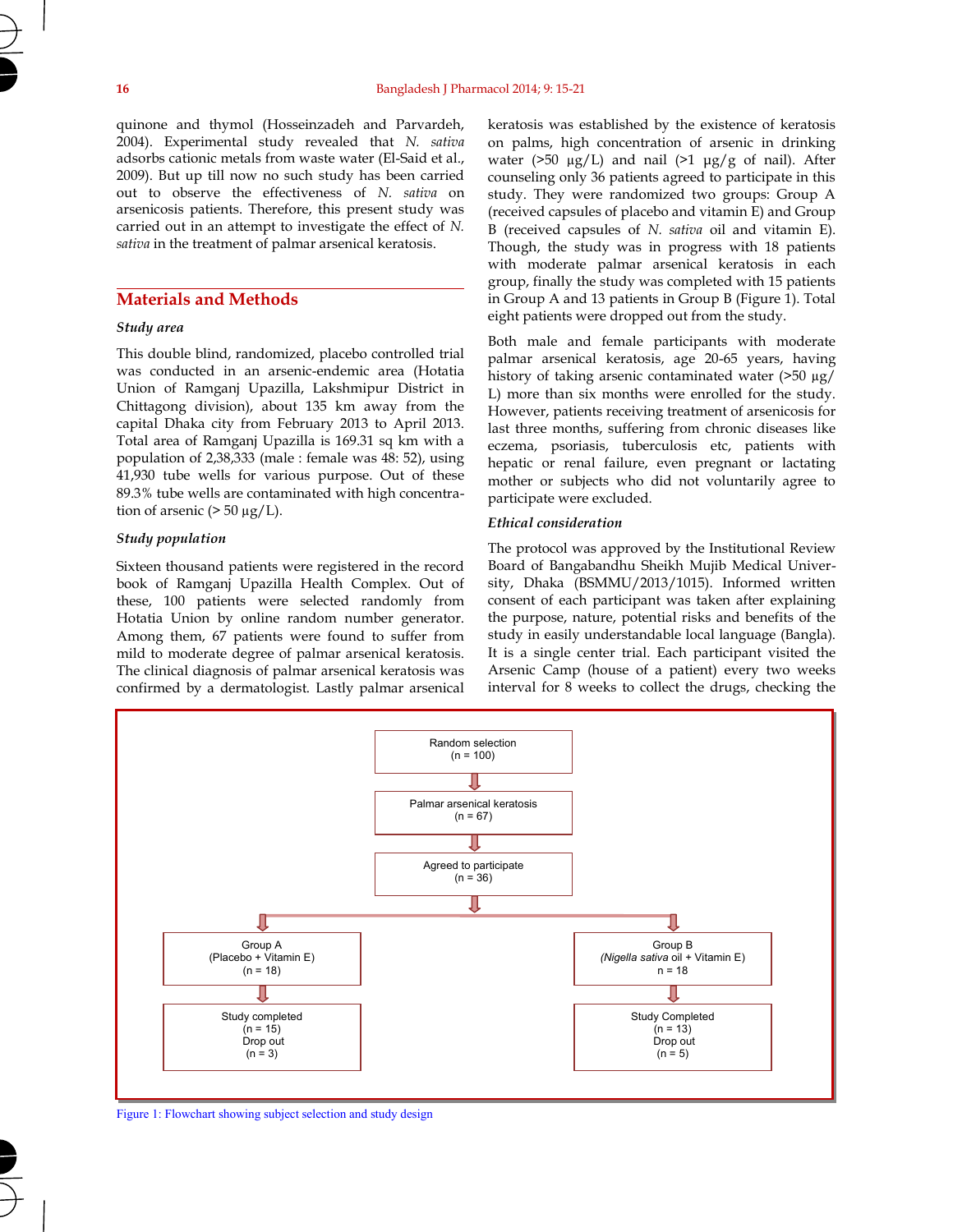quinone and thymol (Hosseinzadeh and Parvardeh, 2004). Experimental study revealed that *N. sativa* adsorbs cationic metals from waste water (El-Said et al., 2009). But up till now no such study has been carried out to observe the effectiveness of *N. sativa* on arsenicosis patients. Therefore, this present study was carried out in an attempt to investigate the effect of *N. sativa* in the treatment of palmar arsenical keratosis.

## Materials and Methods

### *Study area*

This double blind, randomized, placebo controlled trial was conducted in an arsenic-endemic area (Hotatia Union of Ramganj Upazilla, Lakshmipur District in Chittagong division), about 135 km away from the capital Dhaka city from February 2013 to April 2013. Total area of Ramganj Upazilla is 169.31 sq km with a population of 2,38,333 (male : female was 48: 52), using 41,930 tube wells for various purpose. Out of these 89.3% tube wells are contaminated with high concentration of arsenic (> 50 μg/L).

### *Study population*

Sixteen thousand patients were registered in the record book of Ramganj Upazilla Health Complex. Out of these, 100 patients were selected randomly from Hotatia Union by online random number generator. Among them, 67 patients were found to suffer from mild to moderate degree of palmar arsenical keratosis. The clinical diagnosis of palmar arsenical keratosis was confirmed by a dermatologist. Lastly palmar arsenical keratosis was established by the existence of keratosis on palms, high concentration of arsenic in drinking water (>50 μg/L) and nail (>1 μg/g of nail). After counseling only 36 patients agreed to participate in this study. They were randomized two groups: Group A (received capsules of placebo and vitamin E) and Group B (received capsules of *N. sativa* oil and vitamin E). Though, the study was in progress with 18 patients with moderate palmar arsenical keratosis in each group, finally the study was completed with 15 patients in Group A and 13 patients in Group B (Figure 1). Total eight patients were dropped out from the study.

Both male and female participants with moderate palmar arsenical keratosis, age 20-65 years, having history of taking arsenic contaminated water (>50 μg/L) more than six months were enrolled for the study. However, patients receiving treatment of arsenicosis for last three months, suffering from chronic diseases like eczema, psoriasis, tuberculosis etc, patients with hepatic or renal failure, even pregnant or lactating mother or subjects who did not voluntarily agree to participate were excluded.

### *Ethical consideration*

The protocol was approved by the Institutional Review Board of Bangabandhu Sheikh Mujib Medical University, Dhaka (BSMMU/2013/1015). Informed written consent of each participant was taken after explaining the purpose, nature, potential risks and benefits of the study in easily understandable local language (Bangla). It is a single center trial. Each participant visited the Arsenic Camp (house of a patient) every two weeks interval for 8 weeks to collect the drugs, checking the

Random selection (n = 100)
→ Palmar arsenical keratosis (n = 67)
→ Agreed to participate (n = 36)
→ Group A (Placebo + Vitamin E) (n = 18) → Study completed (n = 15), Drop out (n = 3)
→ Group B (*Nigella sativa* oil + Vitamin E) n = 18 → Study Completed (n = 13), Drop out (n = 5)

Figure 1: Flowchart showing subject selection and study design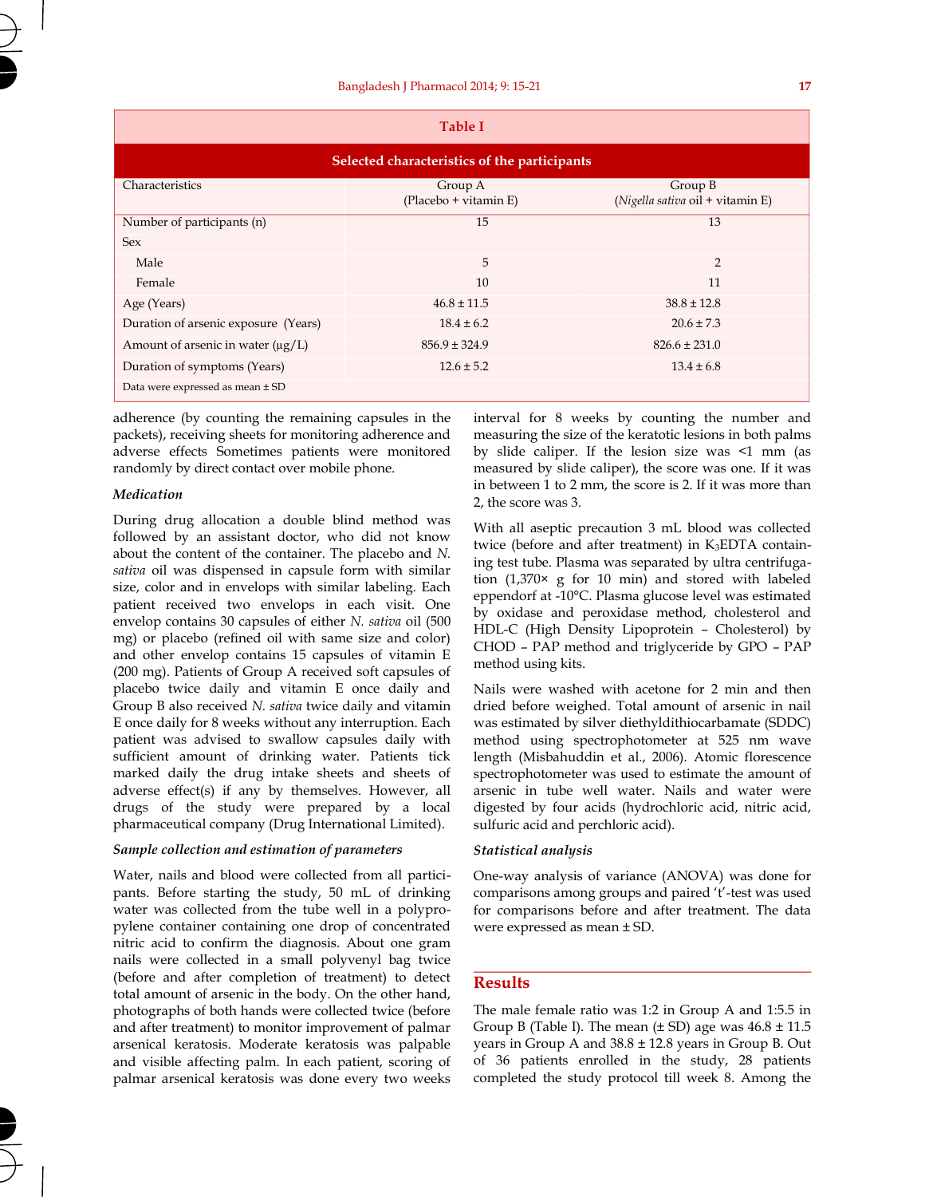**Table I**

**Selected characteristics of the participants**

| Characteristics | Group A (Placebo + vitamin E) | Group B (*Nigella sativa* oil + vitamin E) |
|---|---|---|
| Number of participants (n) | 15 | 13 |
| Sex | | |
| Male | 5 | 2 |
| Female | 10 | 11 |
| Age (Years) | 46.8 ± 11.5 | 38.8 ± 12.8 |
| Duration of arsenic exposure (Years) | 18.4 ± 6.2 | 20.6 ± 7.3 |
| Amount of arsenic in water (µg/L) | 856.9 ± 324.9 | 826.6 ± 231.0 |
| Duration of symptoms (Years) | 12.6 ± 5.2 | 13.4 ± 6.8 |

Data were expressed as mean ± SD

adherence (by counting the remaining capsules in the packets), receiving sheets for monitoring adherence and adverse effects Sometimes patients were monitored randomly by direct contact over mobile phone.

### Medication

During drug allocation a double blind method was followed by an assistant doctor, who did not know about the content of the container. The placebo and *N. sativa* oil was dispensed in capsule form with similar size, color and in envelops with similar labeling. Each patient received two envelops in each visit. One envelop contains 30 capsules of either *N. sativa* oil (500 mg) or placebo (refined oil with same size and color) and other envelop contains 15 capsules of vitamin E (200 mg). Patients of Group A received soft capsules of placebo twice daily and vitamin E once daily and Group B also received *N. sativa* twice daily and vitamin E once daily for 8 weeks without any interruption. Each patient was advised to swallow capsules daily with sufficient amount of drinking water. Patients tick marked daily the drug intake sheets and sheets of adverse effect(s) if any by themselves. However, all drugs of the study were prepared by a local pharmaceutical company (Drug International Limited).

### Sample collection and estimation of parameters

Water, nails and blood were collected from all participants. Before starting the study, 50 mL of drinking water was collected from the tube well in a polypropylene container containing one drop of concentrated nitric acid to confirm the diagnosis. About one gram nails were collected in a small polyvenyl bag twice (before and after completion of treatment) to detect total amount of arsenic in the body. On the other hand, photographs of both hands were collected twice (before and after treatment) to monitor improvement of palmar arsenical keratosis. Moderate keratosis was palpable and visible affecting palm. In each patient, scoring of palmar arsenical keratosis was done every two weeks interval for 8 weeks by counting the number and measuring the size of the keratotic lesions in both palms by slide caliper. If the lesion size was <1 mm (as measured by slide caliper), the score was one. If it was in between 1 to 2 mm, the score is 2. If it was more than 2, the score was 3.

With all aseptic precaution 3 mL blood was collected twice (before and after treatment) in $K_3$EDTA containing test tube. Plasma was separated by ultra centrifugation (1,370× g for 10 min) and stored with labeled eppendorf at -10°C. Plasma glucose level was estimated by oxidase and peroxidase method, cholesterol and HDL-C (High Density Lipoprotein – Cholesterol) by CHOD – PAP method and triglyceride by GPO – PAP method using kits.

Nails were washed with acetone for 2 min and then dried before weighed. Total amount of arsenic in nail was estimated by silver diethyldithiocarbamate (SDDC) method using spectrophotometer at 525 nm wave length (Misbahuddin et al., 2006). Atomic florescence spectrophotometer was used to estimate the amount of arsenic in tube well water. Nails and water were digested by four acids (hydrochloric acid, nitric acid, sulfuric acid and perchloric acid).

### Statistical analysis

One-way analysis of variance (ANOVA) was done for comparisons among groups and paired 't'-test was used for comparisons before and after treatment. The data were expressed as mean ± SD.

## Results

The male female ratio was 1:2 in Group A and 1:5.5 in Group B (Table I). The mean (± SD) age was 46.8 ± 11.5 years in Group A and 38.8 ± 12.8 years in Group B. Out of 36 patients enrolled in the study, 28 patients completed the study protocol till week 8. Among the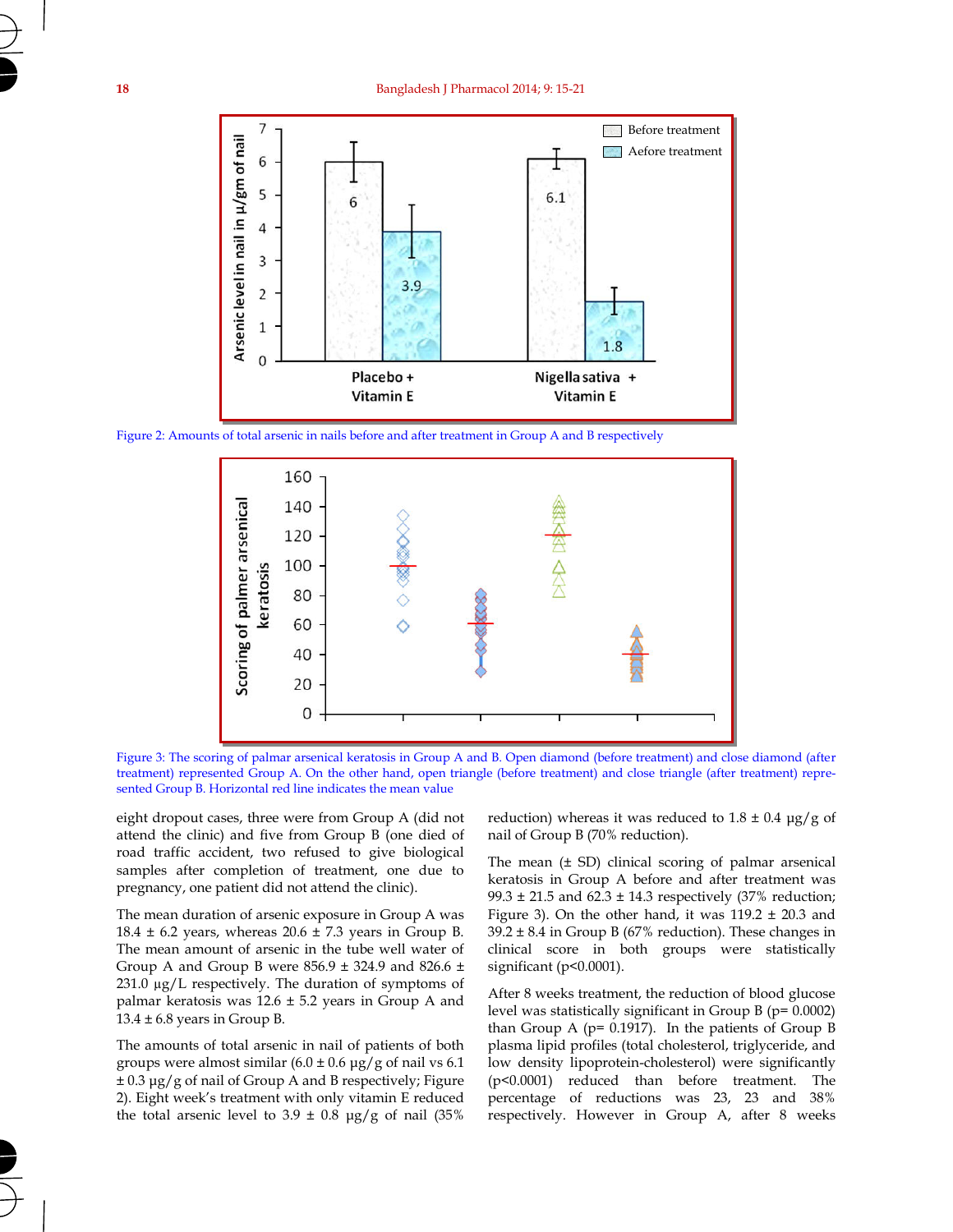Figure 2: Amounts of total arsenic in nails before and after treatment in Group A and B respectively

Figure 3: The scoring of palmar arsenical keratosis in Group A and B. Open diamond (before treatment) and close diamond (after treatment) represented Group A. On the other hand, open triangle (before treatment) and close triangle (after treatment) represented Group B. Horizontal red line indicates the mean value

eight dropout cases, three were from Group A (did not attend the clinic) and five from Group B (one died of road traffic accident, two refused to give biological samples after completion of treatment, one due to pregnancy, one patient did not attend the clinic).

The mean duration of arsenic exposure in Group A was 18.4 ± 6.2 years, whereas 20.6 ± 7.3 years in Group B. The mean amount of arsenic in the tube well water of Group A and Group B were 856.9 ± 324.9 and 826.6 ± 231.0 µg/L respectively. The duration of symptoms of palmar keratosis was 12.6 ± 5.2 years in Group A and 13.4 ± 6.8 years in Group B.

The amounts of total arsenic in nail of patients of both groups were almost similar (6.0 ± 0.6 µg/g of nail vs 6.1 ± 0.3 µg/g of nail of Group A and B respectively; Figure 2). Eight week's treatment with only vitamin E reduced the total arsenic level to 3.9 ± 0.8 µg/g of nail (35% reduction) whereas it was reduced to 1.8 ± 0.4 µg/g of nail of Group B (70% reduction).

The mean (± SD) clinical scoring of palmar arsenical keratosis in Group A before and after treatment was 99.3 ± 21.5 and 62.3 ± 14.3 respectively (37% reduction; Figure 3). On the other hand, it was 119.2 ± 20.3 and 39.2 ± 8.4 in Group B (67% reduction). These changes in clinical score in both groups were statistically significant ($p<0.0001$).

After 8 weeks treatment, the reduction of blood glucose level was statistically significant in Group B ($p= 0.0002$) than Group A ($p= 0.1917$). In the patients of Group B plasma lipid profiles (total cholesterol, triglyceride, and low density lipoprotein-cholesterol) were significantly ($p<0.0001$) reduced than before treatment. The percentage of reductions was 23, 23 and 38% respectively. However in Group A, after 8 weeks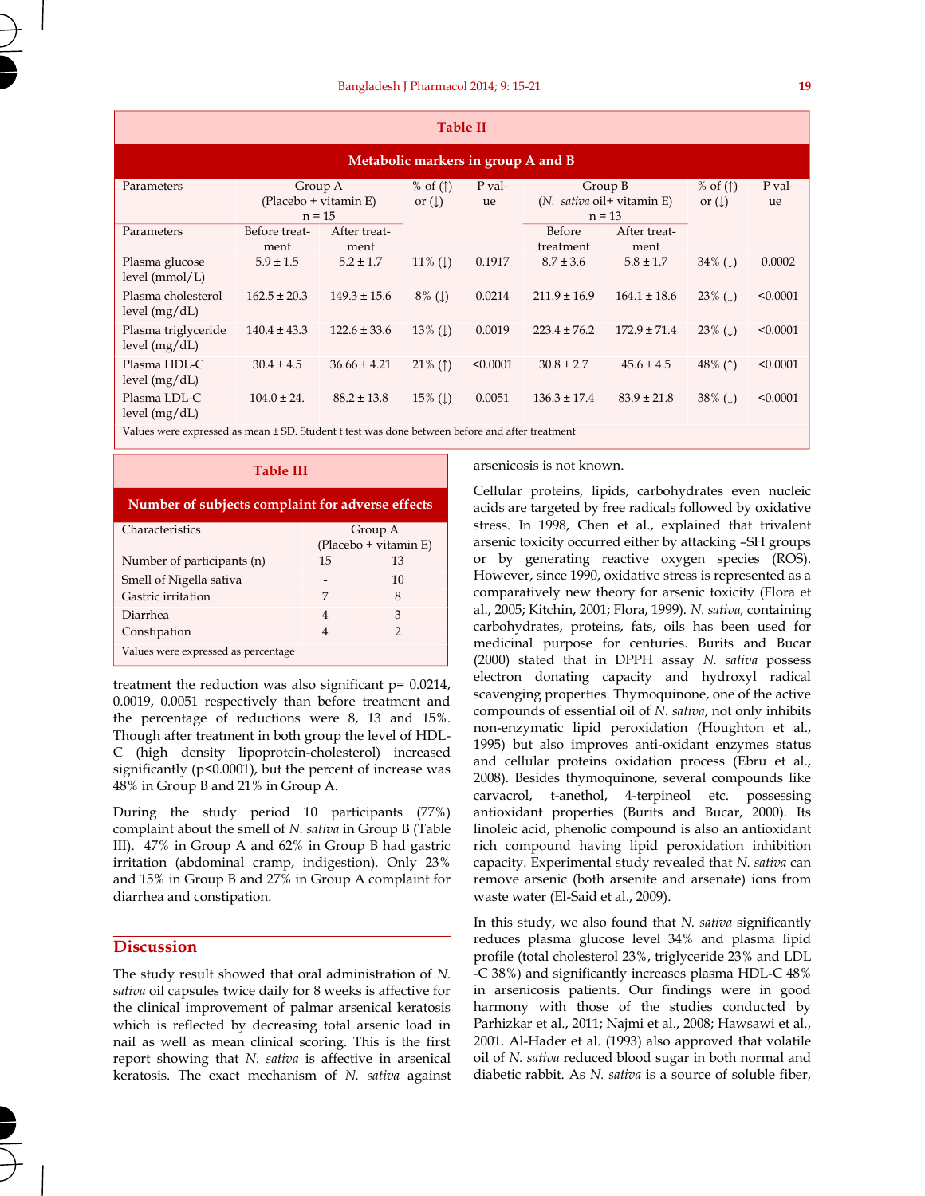**Table II**

**Metabolic markers in group A and B**

| Parameters | Group A (Placebo + vitamin E) n = 15 | | % of (↑) or (↓) | P value | Group B (*N. sativa* oil+ vitamin E) n = 13 | | % of (↑) or (↓) | P value |
|---|---|---|---|---|---|---|---|---|
| Parameters | Before treatment | After treatment | | | Before treatment | After treatment | | |
| Plasma glucose level (mmol/L) | 5.9 ± 1.5 | 5.2 ± 1.7 | 11% (↓) | 0.1917 | 8.7 ± 3.6 | 5.8 ± 1.7 | 34% (↓) | 0.0002 |
| Plasma cholesterol level (mg/dL) | 162.5 ± 20.3 | 149.3 ± 15.6 | 8% (↓) | 0.0214 | 211.9 ± 16.9 | 164.1 ± 18.6 | 23% (↓) | <0.0001 |
| Plasma triglyceride level (mg/dL) | 140.4 ± 43.3 | 122.6 ± 33.6 | 13% (↓) | 0.0019 | 223.4 ± 76.2 | 172.9 ± 71.4 | 23% (↓) | <0.0001 |
| Plasma HDL-C level (mg/dL) | 30.4 ± 4.5 | 36.66 ± 4.21 | 21% (↑) | <0.0001 | 30.8 ± 2.7 | 45.6 ± 4.5 | 48% (↑) | <0.0001 |
| Plasma LDL-C level (mg/dL) | 104.0 ± 24. | 88.2 ± 13.8 | 15% (↓) | 0.0051 | 136.3 ± 17.4 | 83.9 ± 21.8 | 38% (↓) | <0.0001 |

Values were expressed as mean ± SD. Student t test was done between before and after treatment

**Table III**

**Number of subjects complaint for adverse effects**

| Characteristics | Group A (Placebo + vitamin E) | |
|---|---|---|
| Number of participants (n) | 15 | 13 |
| Smell of Nigella sativa | - | 10 |
| Gastric irritation | 7 | 8 |
| Diarrhea | 4 | 3 |
| Constipation | 4 | 2 |

Values were expressed as percentage

treatment the reduction was also significant p= 0.0214, 0.0019, 0.0051 respectively than before treatment and the percentage of reductions were 8, 13 and 15%. Though after treatment in both group the level of HDL-C (high density lipoprotein-cholesterol) increased significantly (p<0.0001), but the percent of increase was 48% in Group B and 21% in Group A.

During the study period 10 participants (77%) complaint about the smell of *N. sativa* in Group B (Table III). 47% in Group A and 62% in Group B had gastric irritation (abdominal cramp, indigestion). Only 23% and 15% in Group B and 27% in Group A complaint for diarrhea and constipation.

## Discussion

The study result showed that oral administration of *N. sativa* oil capsules twice daily for 8 weeks is affective for the clinical improvement of palmar arsenical keratosis which is reflected by decreasing total arsenic load in nail as well as mean clinical scoring. This is the first report showing that *N. sativa* is affective in arsenical keratosis. The exact mechanism of *N. sativa* against arsenicosis is not known.

Cellular proteins, lipids, carbohydrates even nucleic acids are targeted by free radicals followed by oxidative stress. In 1998, Chen et al., explained that trivalent arsenic toxicity occurred either by attacking –SH groups or by generating reactive oxygen species (ROS). However, since 1990, oxidative stress is represented as a comparatively new theory for arsenic toxicity (Flora et al., 2005; Kitchin, 2001; Flora, 1999). *N. sativa,* containing carbohydrates, proteins, fats, oils has been used for medicinal purpose for centuries. Burits and Bucar (2000) stated that in DPPH assay *N. sativa* possess electron donating capacity and hydroxyl radical scavenging properties. Thymoquinone, one of the active compounds of essential oil of *N. sativa*, not only inhibits non-enzymatic lipid peroxidation (Houghton et al., 1995) but also improves anti-oxidant enzymes status and cellular proteins oxidation process (Ebru et al., 2008). Besides thymoquinone, several compounds like carvacrol, t-anethol, 4-terpineol etc. possessing antioxidant properties (Burits and Bucar, 2000). Its linoleic acid, phenolic compound is also an antioxidant rich compound having lipid peroxidation inhibition capacity. Experimental study revealed that *N. sativa* can remove arsenic (both arsenite and arsenate) ions from waste water (El-Said et al., 2009).

In this study, we also found that *N. sativa* significantly reduces plasma glucose level 34% and plasma lipid profile (total cholesterol 23%, triglyceride 23% and LDL-C 38%) and significantly increases plasma HDL-C 48% in arsenicosis patients. Our findings were in good harmony with those of the studies conducted by Parhizkar et al., 2011; Najmi et al., 2008; Hawsawi et al., 2001. Al-Hader et al. (1993) also approved that volatile oil of *N. sativa* reduced blood sugar in both normal and diabetic rabbit. As *N. sativa* is a source of soluble fiber,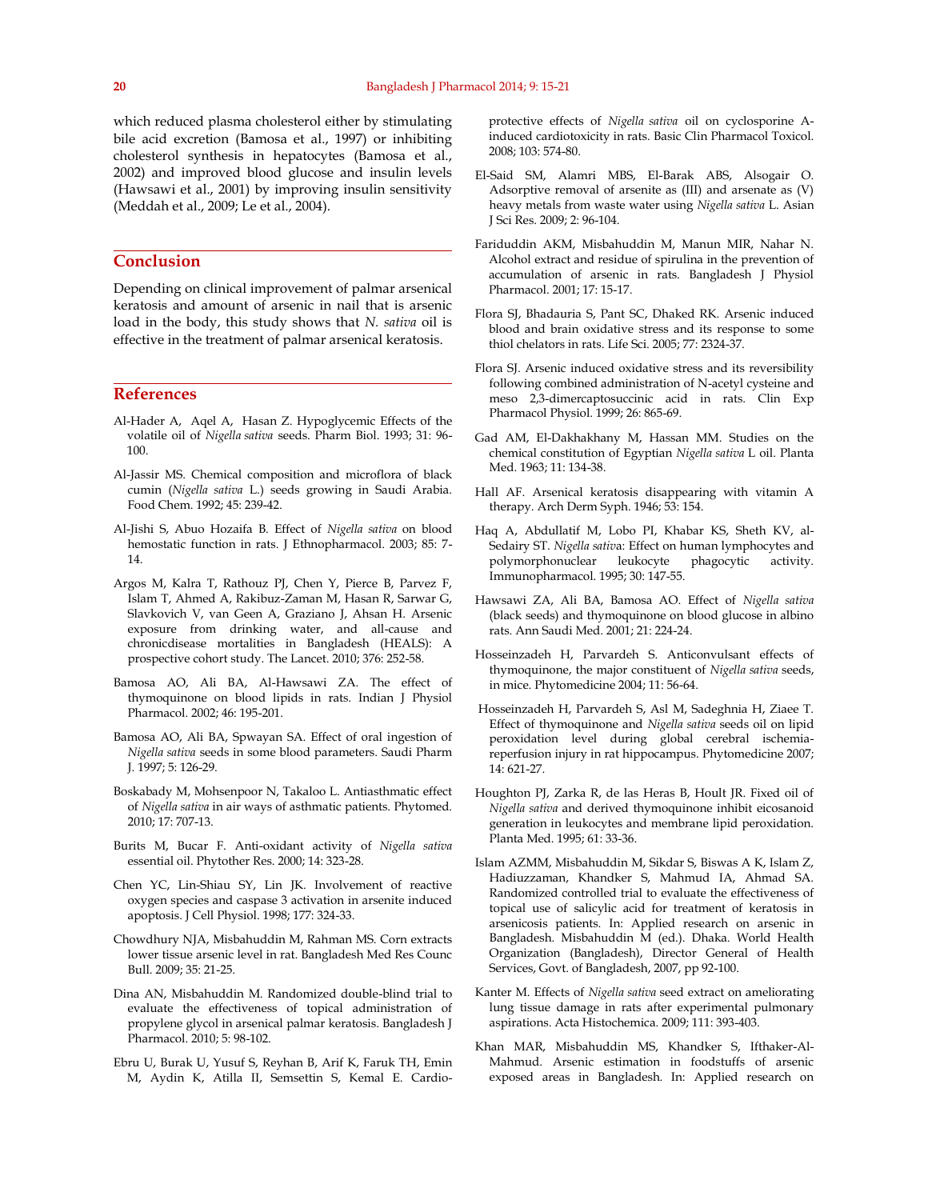which reduced plasma cholesterol either by stimulating bile acid excretion (Bamosa et al., 1997) or inhibiting cholesterol synthesis in hepatocytes (Bamosa et al., 2002) and improved blood glucose and insulin levels (Hawsawi et al., 2001) by improving insulin sensitivity (Meddah et al., 2009; Le et al., 2004).

## Conclusion

Depending on clinical improvement of palmar arsenical keratosis and amount of arsenic in nail that is arsenic load in the body, this study shows that *N. sativa* oil is effective in the treatment of palmar arsenical keratosis.

## References

Al-Hader A, Aqel A, Hasan Z. Hypoglycemic Effects of the volatile oil of *Nigella sativa* seeds. Pharm Biol. 1993; 31: 96-100.

Al-Jassir MS. Chemical composition and microflora of black cumin (*Nigella sativa* L.) seeds growing in Saudi Arabia. Food Chem. 1992; 45: 239-42.

Al-Jishi S, Abuo Hozaifa B. Effect of *Nigella sativa* on blood hemostatic function in rats. J Ethnopharmacol. 2003; 85: 7-14.

Argos M, Kalra T, Rathouz PJ, Chen Y, Pierce B, Parvez F, Islam T, Ahmed A, Rakibuz-Zaman M, Hasan R, Sarwar G, Slavkovich V, van Geen A, Graziano J, Ahsan H. Arsenic exposure from drinking water, and all-cause and chronicdisease mortalities in Bangladesh (HEALS): A prospective cohort study. The Lancet. 2010; 376: 252-58.

Bamosa AO, Ali BA, Al-Hawsawi ZA. The effect of thymoquinone on blood lipids in rats. Indian J Physiol Pharmacol. 2002; 46: 195-201.

Bamosa AO, Ali BA, Spwayan SA. Effect of oral ingestion of *Nigella sativa* seeds in some blood parameters. Saudi Pharm J. 1997; 5: 126-29.

Boskabady M, Mohsenpoor N, Takaloo L. Antiasthmatic effect of *Nigella sativa* in air ways of asthmatic patients. Phytomed. 2010; 17: 707-13.

Burits M, Bucar F. Anti-oxidant activity of *Nigella sativa* essential oil. Phytother Res. 2000; 14: 323-28.

Chen YC, Lin-Shiau SY, Lin JK. Involvement of reactive oxygen species and caspase 3 activation in arsenite induced apoptosis. J Cell Physiol. 1998; 177: 324-33.

Chowdhury NJA, Misbahuddin M, Rahman MS. Corn extracts lower tissue arsenic level in rat. Bangladesh Med Res Counc Bull. 2009; 35: 21-25.

Dina AN, Misbahuddin M. Randomized double-blind trial to evaluate the effectiveness of topical administration of propylene glycol in arsenical palmar keratosis. Bangladesh J Pharmacol. 2010; 5: 98-102.

Ebru U, Burak U, Yusuf S, Reyhan B, Arif K, Faruk TH, Emin M, Aydin K, Atilla II, Semsettin S, Kemal E. Cardio-protective effects of *Nigella sativa* oil on cyclosporine A-induced cardiotoxicity in rats. Basic Clin Pharmacol Toxicol. 2008; 103: 574-80.

El-Said SM, Alamri MBS, El-Barak ABS, Alsogair O. Adsorptive removal of arsenite as (III) and arsenate as (V) heavy metals from waste water using *Nigella sativa* L. Asian J Sci Res. 2009; 2: 96-104.

Fariduddin AKM, Misbahuddin M, Manun MIR, Nahar N. Alcohol extract and residue of spirulina in the prevention of accumulation of arsenic in rats. Bangladesh J Physiol Pharmacol. 2001; 17: 15-17.

Flora SJ, Bhadauria S, Pant SC, Dhaked RK. Arsenic induced blood and brain oxidative stress and its response to some thiol chelators in rats. Life Sci. 2005; 77: 2324-37.

Flora SJ. Arsenic induced oxidative stress and its reversibility following combined administration of N-acetyl cysteine and meso 2,3-dimercaptosuccinic acid in rats. Clin Exp Pharmacol Physiol. 1999; 26: 865-69.

Gad AM, El-Dakhakhany M, Hassan MM. Studies on the chemical constitution of Egyptian *Nigella sativa* L oil. Planta Med. 1963; 11: 134-38.

Hall AF. Arsenical keratosis disappearing with vitamin A therapy. Arch Derm Syph. 1946; 53: 154.

Haq A, Abdullatif M, Lobo PI, Khabar KS, Sheth KV, al-Sedairy ST. *Nigella sativa*: Effect on human lymphocytes and polymorphonuclear leukocyte phagocytic activity. Immunopharmacol. 1995; 30: 147-55.

Hawsawi ZA, Ali BA, Bamosa AO. Effect of *Nigella sativa* (black seeds) and thymoquinone on blood glucose in albino rats. Ann Saudi Med. 2001; 21: 224-24.

Hosseinzadeh H, Parvardeh S. Anticonvulsant effects of thymoquinone, the major constituent of *Nigella sativa* seeds, in mice. Phytomedicine 2004; 11: 56-64.

Hosseinzadeh H, Parvardeh S, Asl M, Sadeghnia H, Ziaee T. Effect of thymoquinone and *Nigella sativa* seeds oil on lipid peroxidation level during global cerebral ischemia-reperfusion injury in rat hippocampus. Phytomedicine 2007; 14: 621-27.

Houghton PJ, Zarka R, de las Heras B, Hoult JR. Fixed oil of *Nigella sativa* and derived thymoquinone inhibit eicosanoid generation in leukocytes and membrane lipid peroxidation. Planta Med. 1995; 61: 33-36.

Islam AZMM, Misbahuddin M, Sikdar S, Biswas A K, Islam Z, Hadiuzzaman, Khandker S, Mahmud IA, Ahmad SA. Randomized controlled trial to evaluate the effectiveness of topical use of salicylic acid for treatment of keratosis in arsenicosis patients. In: Applied research on arsenic in Bangladesh. Misbahuddin M (ed.). Dhaka. World Health Organization (Bangladesh), Director General of Health Services, Govt. of Bangladesh, 2007, pp 92-100.

Kanter M. Effects of *Nigella sativa* seed extract on ameliorating lung tissue damage in rats after experimental pulmonary aspirations. Acta Histochemica. 2009; 111: 393-403.

Khan MAR, Misbahuddin MS, Khandker S, Ifthaker-Al-Mahmud. Arsenic estimation in foodstuffs of arsenic exposed areas in Bangladesh. In: Applied research on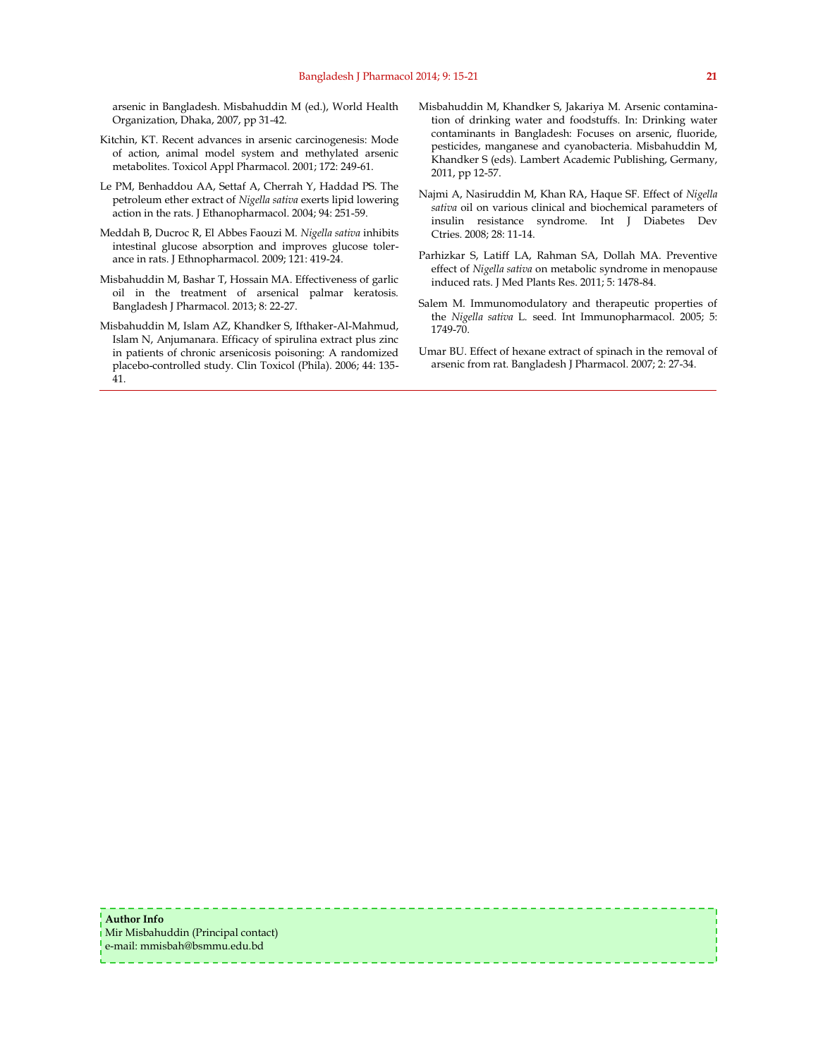arsenic in Bangladesh. Misbahuddin M (ed.), World Health Organization, Dhaka, 2007, pp 31-42.

Kitchin, KT. Recent advances in arsenic carcinogenesis: Mode of action, animal model system and methylated arsenic metabolites. Toxicol Appl Pharmacol. 2001; 172: 249-61.

Le PM, Benhaddou AA, Settaf A, Cherrah Y, Haddad PS. The petroleum ether extract of *Nigella sativa* exerts lipid lowering action in the rats. J Ethanopharmacol. 2004; 94: 251-59.

Meddah B, Ducroc R, El Abbes Faouzi M. *Nigella sativa* inhibits intestinal glucose absorption and improves glucose tolerance in rats. J Ethnopharmacol. 2009; 121: 419-24.

Misbahuddin M, Bashar T, Hossain MA. Effectiveness of garlic oil in the treatment of arsenical palmar keratosis. Bangladesh J Pharmacol. 2013; 8: 22-27.

Misbahuddin M, Islam AZ, Khandker S, Ifthaker-Al-Mahmud, Islam N, Anjumanara. Efficacy of spirulina extract plus zinc in patients of chronic arsenicosis poisoning: A randomized placebo-controlled study. Clin Toxicol (Phila). 2006; 44: 135-41.

Misbahuddin M, Khandker S, Jakariya M. Arsenic contamination of drinking water and foodstuffs. In: Drinking water contaminants in Bangladesh: Focuses on arsenic, fluoride, pesticides, manganese and cyanobacteria. Misbahuddin M, Khandker S (eds). Lambert Academic Publishing, Germany, 2011, pp 12-57.

Najmi A, Nasiruddin M, Khan RA, Haque SF. Effect of *Nigella sativa* oil on various clinical and biochemical parameters of insulin resistance syndrome. Int J Diabetes Dev Ctries. 2008; 28: 11-14.

Parhizkar S, Latiff LA, Rahman SA, Dollah MA. Preventive effect of *Nigella sativa* on metabolic syndrome in menopause induced rats. J Med Plants Res. 2011; 5: 1478-84.

Salem M. Immunomodulatory and therapeutic properties of the *Nigella sativa* L. seed. Int Immunopharmacol. 2005; 5: 1749-70.

Umar BU. Effect of hexane extract of spinach in the removal of arsenic from rat. Bangladesh J Pharmacol. 2007; 2: 27-34.

**Author Info**
Mir Misbahuddin (Principal contact)
e-mail: mmisbah@bsmmu.edu.bd